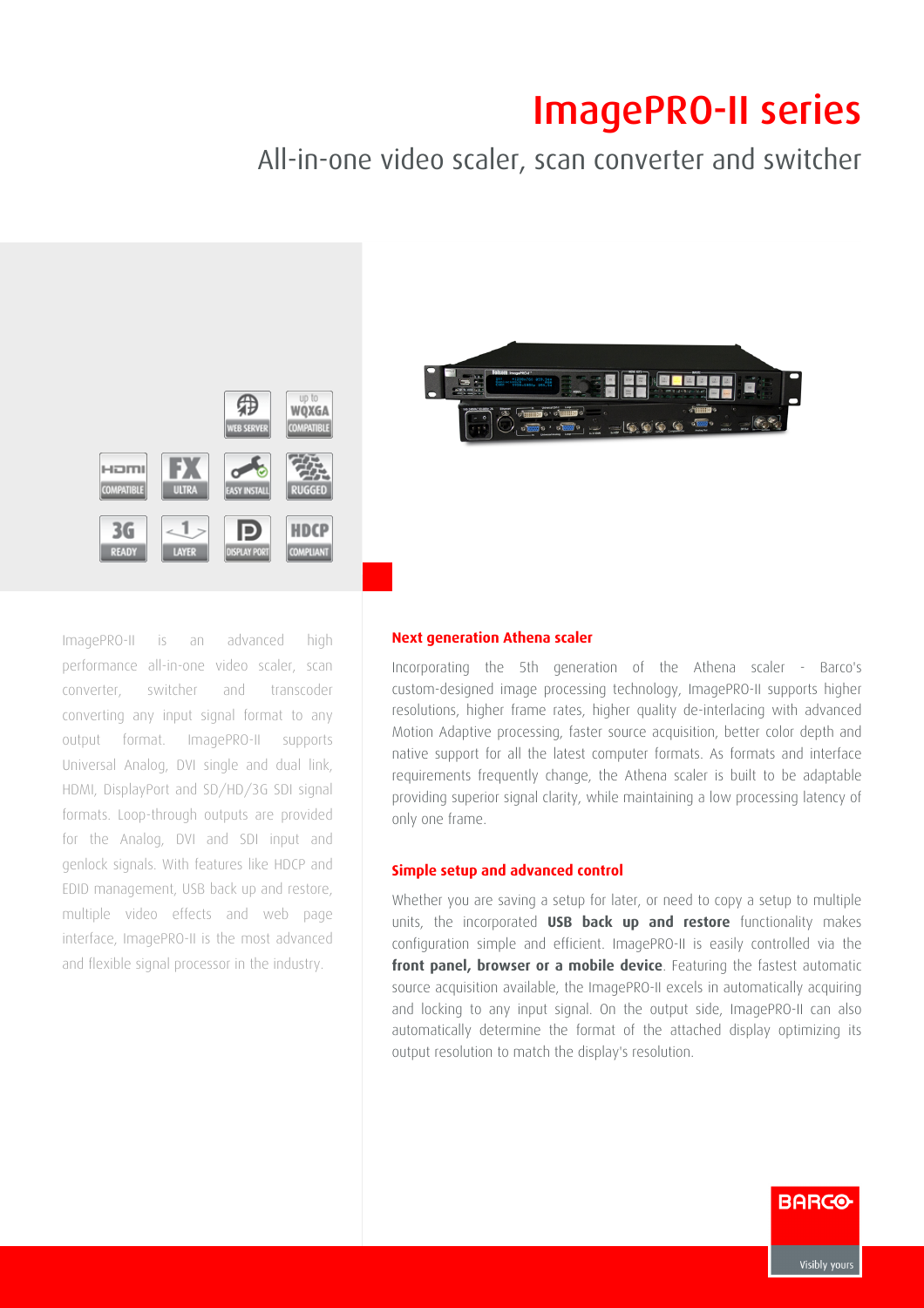# ImagePRO-II series

## All-in-one video scaler, scan converter and switcher

ImagePRO-II is an advanced high performance all-in-one video scaler, scan converter, switcher and transcoder converting any input signal format to any output format. ImagePRO-II supports Universal Analog, DVI single and dual link, HDMI, DisplayPort and SD/HD/3G SDI signal formats. Loop-through outputs are provided for the Analog, DVI and SDI input and genlock signals. With features like HDCP and EDID management, USB back up and restore, multiple video effects and web page interface, ImagePRO-II is the most advanced and flexible signal processor in the industry.

### Next generation Athena scaler

Incorporating the 5th generation of the Athena scaler - Barco's custom-designed image processing technology, ImagePRO-II supports higher resolutions, higher frame rates, higher quality de-interlacing with advanced Motion Adaptive processing, faster source acquisition, better color depth and native support for all the latest computer formats. As formats and interface requirements frequently change, the Athena scaler is built to be adaptable providing superior signal clarity, while maintaining a low processing latency of only one frame.

### Simple setup and advanced control

Whether you are saving a setup for later, or need to copy a setup to multiple units, the incorporated **USB back up and restore** functionality makes configuration simple and efficient. ImagePRO-II is easily controlled via the **front panel, browser or a mobile device**. Featuring the fastest automatic source acquisition available, the ImagePRO-II excels in automatically acquiring and locking to any input signal. On the output side, ImagePRO-II can also automatically determine the format of the attached display optimizing its output resolution to match the display's resolution.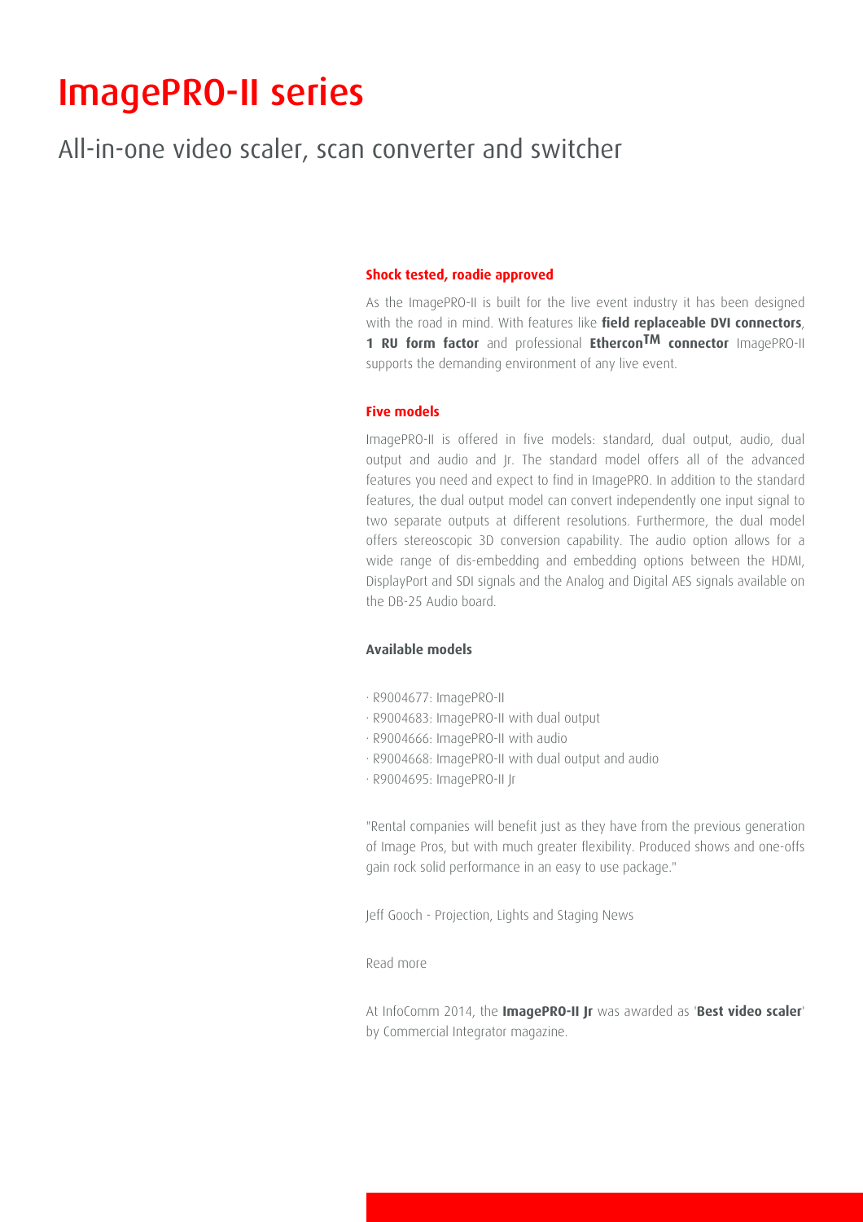# ImagePRO-II series

## All-in-one video scaler, scan converter and switcher

### Shock tested, roadie approved

As the ImagePRO-II is built for the live event industry it has been designed with the road in mind. With features like **field replaceable DVI connectors**, **1 RU form factor** and professional **Ethercon™ connector** ImagePRO-II supports the demanding environment of any live event.

### Five models

ImagePRO-II is offered in five models: standard, dual output, audio, dual output and audio and Jr. The standard model offers all of the advanced features you need and expect to find in ImagePRO. In addition to the standard features, the dual output model can convert independently one input signal to two separate outputs at different resolutions. Furthermore, the dual model offers stereoscopic 3D conversion capability. The audio option allows for a wide range of dis-embedding and embedding options between the HDMI, DisplayPort and SDI signals and the Analog and Digital AES signals available on the DB-25 Audio board.

### Available models

- R9004677: ImagePRO-II
- R9004683: ImagePRO-II with dual output
- R9004666: ImagePRO-II with audio
- R9004668: ImagePRO-II with dual output and audio
- R9004695: ImagePRO-II Jr

"Rental companies will benefit just as they have from the previous generation of Image Pros, but with much greater flexibility. Produced shows and one-offs gain rock solid performance in an easy to use package."

Jeff Gooch - Projection, Lights and Staging News

Read more

At InfoComm 2014, the **ImagePRO-II Jr** was awarded as '**Best video scaler**' by Commercial Integrator magazine.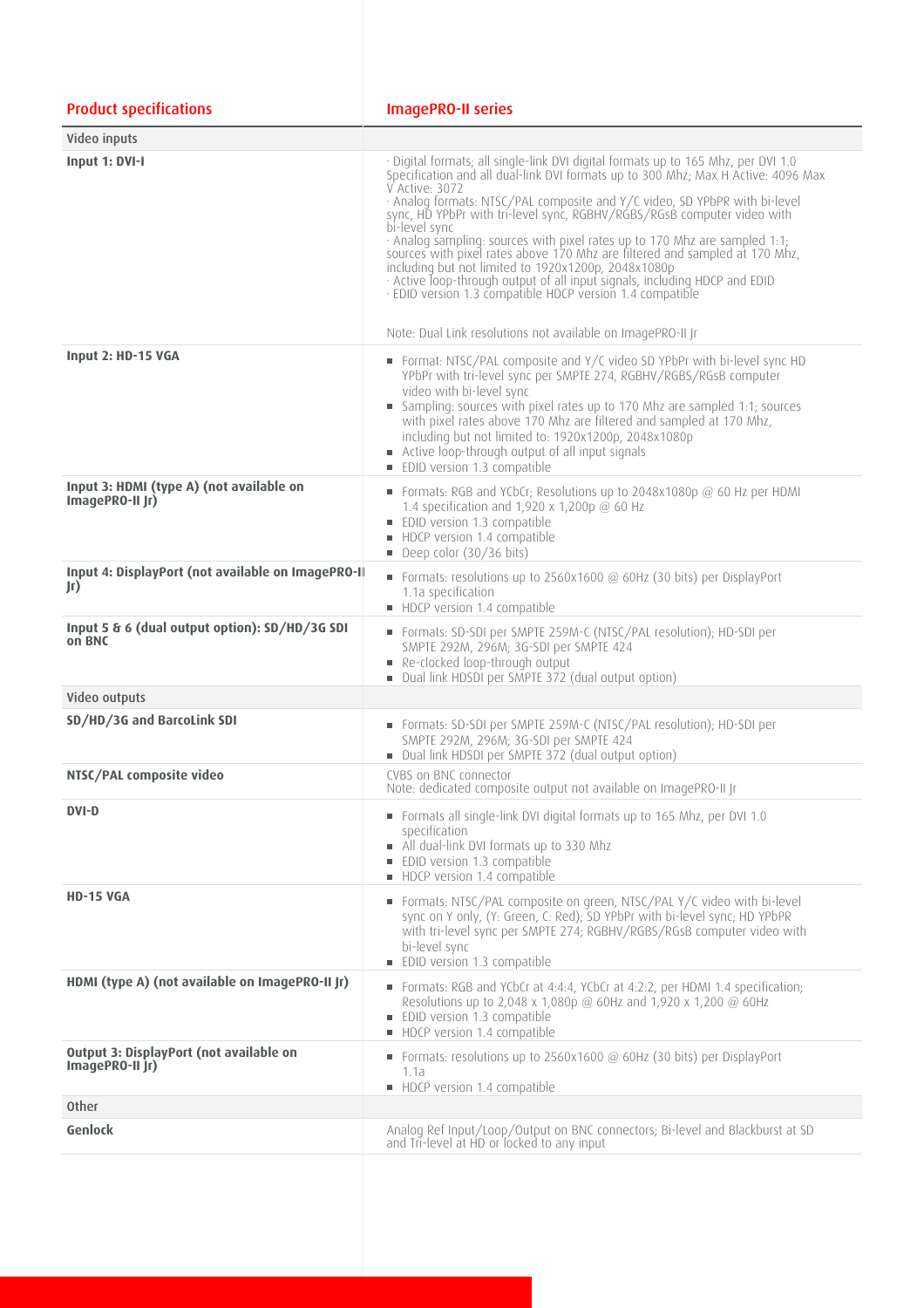| Product specifications | ImagePRO-II series |
|---|---|
| Video inputs | |
| **Input 1: DVI-I** | · Digital formats; all single-link DVI digital formats up to 165 Mhz, per DVI 1.0 Specification and all dual-link DVI formats up to 300 Mhz; Max H Active: 4096 Max V Active: 3072<br>· Analog formats: NTSC/PAL composite and Y/C video, SD YPbPR with bi-level sync, HD YPbPr with tri-level sync, RGBHV/RGBS/RGsB computer video with bi-level sync<br>· Analog sampling: sources with pixel rates up to 170 Mhz are sampled 1:1; sources with pixel rates above 170 Mhz are filtered and sampled at 170 Mhz, including but not limited to 1920x1200p, 2048x1080p<br>· Active loop-through output of all input signals, including HDCP and EDID<br>· EDID version 1.3 compatible HDCP version 1.4 compatible<br><br>Note: Dual Link resolutions not available on ImagePRO-II Jr |
| **Input 2: HD-15 VGA** | ▪ Format: NTSC/PAL composite and Y/C video SD YPbPr with bi-level sync HD YPbPr with tri-level sync per SMPTE 274, RGBHV/RGBS/RGsB computer video with bi-level sync<br>▪ Sampling: sources with pixel rates up to 170 Mhz are sampled 1:1; sources with pixel rates above 170 Mhz are filtered and sampled at 170 Mhz, including but not limited to: 1920x1200p, 2048x1080p<br>▪ Active loop-through output of all input signals<br>▪ EDID version 1.3 compatible |
| **Input 3: HDMI (type A) (not available on ImagePRO-II Jr)** | ▪ Formats: RGB and YCbCr; Resolutions up to 2048x1080p @ 60 Hz per HDMI 1.4 specification and 1,920 x 1,200p @ 60 Hz<br>▪ EDID version 1.3 compatible<br>▪ HDCP version 1.4 compatible<br>▪ Deep color (30/36 bits) |
| **Input 4: DisplayPort (not available on ImagePRO-II Jr)** | ▪ Formats: resolutions up to 2560x1600 @ 60Hz (30 bits) per DisplayPort 1.1a specification<br>▪ HDCP version 1.4 compatible |
| **Input 5 & 6 (dual output option): SD/HD/3G SDI on BNC** | ▪ Formats: SD-SDI per SMPTE 259M-C (NTSC/PAL resolution); HD-SDI per SMPTE 292M, 296M; 3G-SDI per SMPTE 424<br>▪ Re-clocked loop-through output<br>▪ Dual link HDSDI per SMPTE 372 (dual output option) |
| Video outputs | |
| **SD/HD/3G and BarcoLink SDI** | ▪ Formats: SD-SDI per SMPTE 259M-C (NTSC/PAL resolution); HD-SDI per SMPTE 292M, 296M; 3G-SDI per SMPTE 424<br>▪ Dual link HDSDI per SMPTE 372 (dual output option) |
| **NTSC/PAL composite video** | CVBS on BNC connector<br>Note: dedicated composite output not available on ImagePRO-II Jr |
| **DVI-D** | ▪ Formats all single-link DVI digital formats up to 165 Mhz, per DVI 1.0 specification<br>▪ All dual-link DVI formats up to 330 Mhz<br>▪ EDID version 1.3 compatible<br>▪ HDCP version 1.4 compatible |
| **HD-15 VGA** | ▪ Formats: NTSC/PAL composite on green, NTSC/PAL Y/C video with bi-level sync on Y only, (Y: Green, C: Red); SD YPbPr with bi-level sync; HD YPbPR with tri-level sync per SMPTE 274; RGBHV/RGBS/RGsB computer video with bi-level sync<br>▪ EDID version 1.3 compatible |
| **HDMI (type A) (not available on ImagePRO-II Jr)** | ▪ Formats: RGB and YCbCr at 4:4:4, YCbCr at 4:2:2, per HDMI 1.4 specification; Resolutions up to 2,048 x 1,080p @ 60Hz and 1,920 x 1,200 @ 60Hz<br>▪ EDID version 1.3 compatible<br>▪ HDCP version 1.4 compatible |
| **Output 3: DisplayPort (not available on ImagePRO-II Jr)** | ▪ Formats: resolutions up to 2560x1600 @ 60Hz (30 bits) per DisplayPort 1.1a<br>▪ HDCP version 1.4 compatible |
| Other | |
| **Genlock** | Analog Ref Input/Loop/Output on BNC connectors; Bi-level and Blackburst at SD and Tri-level at HD or locked to any input |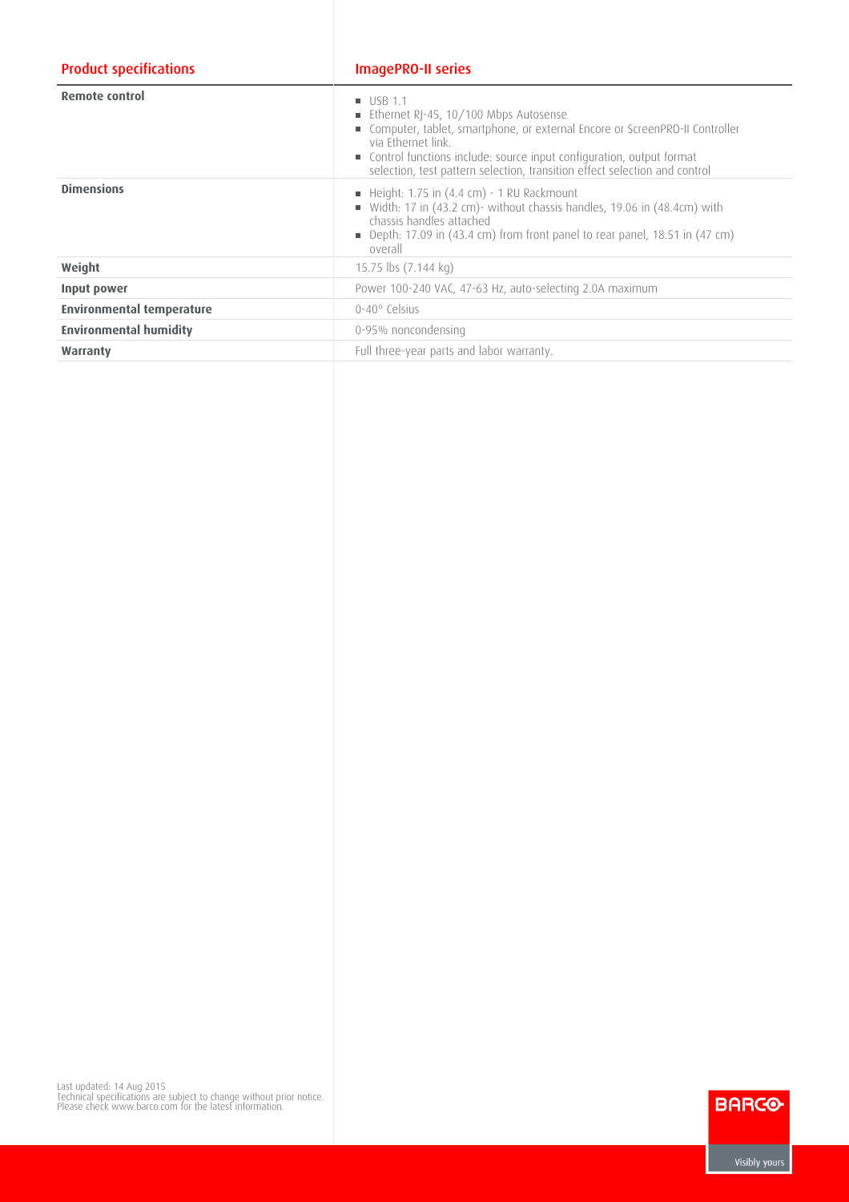| Product specifications | ImagePRO-II series |
|---|---|
| **Remote control** | ■ USB 1.1<br>■ Ethernet RJ-45, 10/100 Mbps Autosense<br>■ Computer, tablet, smartphone, or external Encore or ScreenPRO-II Controller via Ethernet link.<br>■ Control functions include: source input configuration, output format selection, test pattern selection, transition effect selection and control |
| **Dimensions** | ■ Height: 1.75 in (4.4 cm) - 1 RU Rackmount<br>■ Width: 17 in (43.2 cm)- without chassis handles, 19.06 in (48.4cm) with chassis handles attached<br>■ Depth: 17.09 in (43.4 cm) from front panel to rear panel, 18.51 in (47 cm) overall |
| **Weight** | 15.75 lbs (7.144 kg) |
| **Input power** | Power 100-240 VAC, 47-63 Hz, auto-selecting 2.0A maximum |
| **Environmental temperature** | 0-40° Celsius |
| **Environmental humidity** | 0-95% noncondensing |
| **Warranty** | Full three-year parts and labor warranty. |

Last updated: 14 Aug 2015
Technical specifications are subject to change without prior notice.
Please check www.barco.com for the latest information.